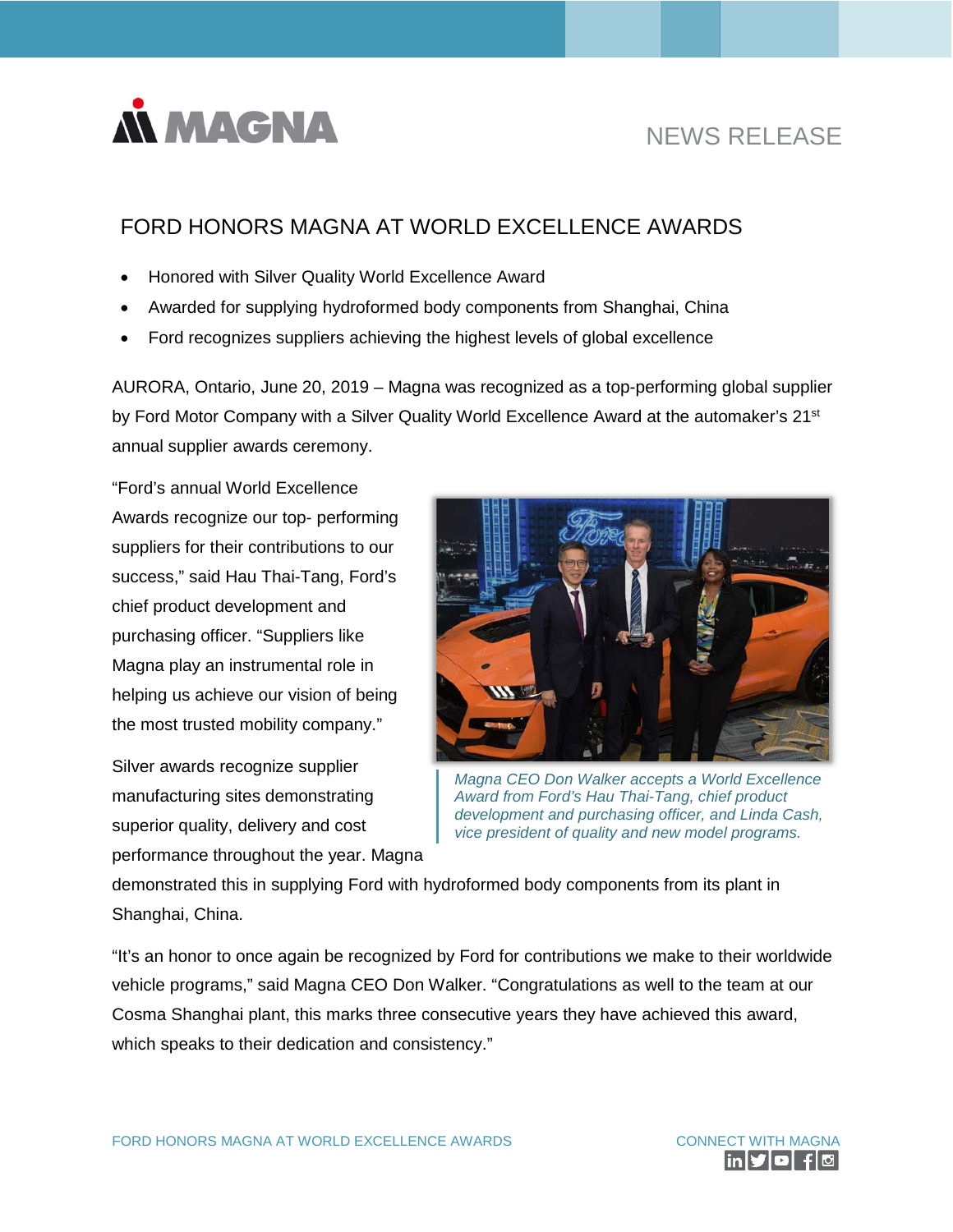# FORD HONORS MAGNA AT WORLD EXCELLENCE AWARDS

- Honored with Silver Quality World Excellence Award
- Awarded for supplying hydroformed body components from Shanghai, China
- Ford recognizes suppliers achieving the highest levels of global excellence

AURORA, Ontario, June 20, 2019 – Magna was recognized as a top-performing global supplier by Ford Motor Company with a Silver Quality World Excellence Award at the automaker's 21st annual supplier awards ceremony.

"Ford's annual World Excellence Awards recognize our top- performing suppliers for their contributions to our success," said Hau Thai-Tang, Ford's chief product development and purchasing officer. "Suppliers like Magna play an instrumental role in helping us achieve our vision of being the most trusted mobility company."

*Magna CEO Don Walker accepts a World Excellence Award from Ford's Hau Thai-Tang, chief product development and purchasing officer, and Linda Cash, vice president of quality and new model programs.*

Silver awards recognize supplier manufacturing sites demonstrating superior quality, delivery and cost performance throughout the year. Magna demonstrated this in supplying Ford with hydroformed body components from its plant in Shanghai, China.

"It's an honor to once again be recognized by Ford for contributions we make to their worldwide vehicle programs," said Magna CEO Don Walker. "Congratulations as well to the team at our Cosma Shanghai plant, this marks three consecutive years they have achieved this award, which speaks to their dedication and consistency."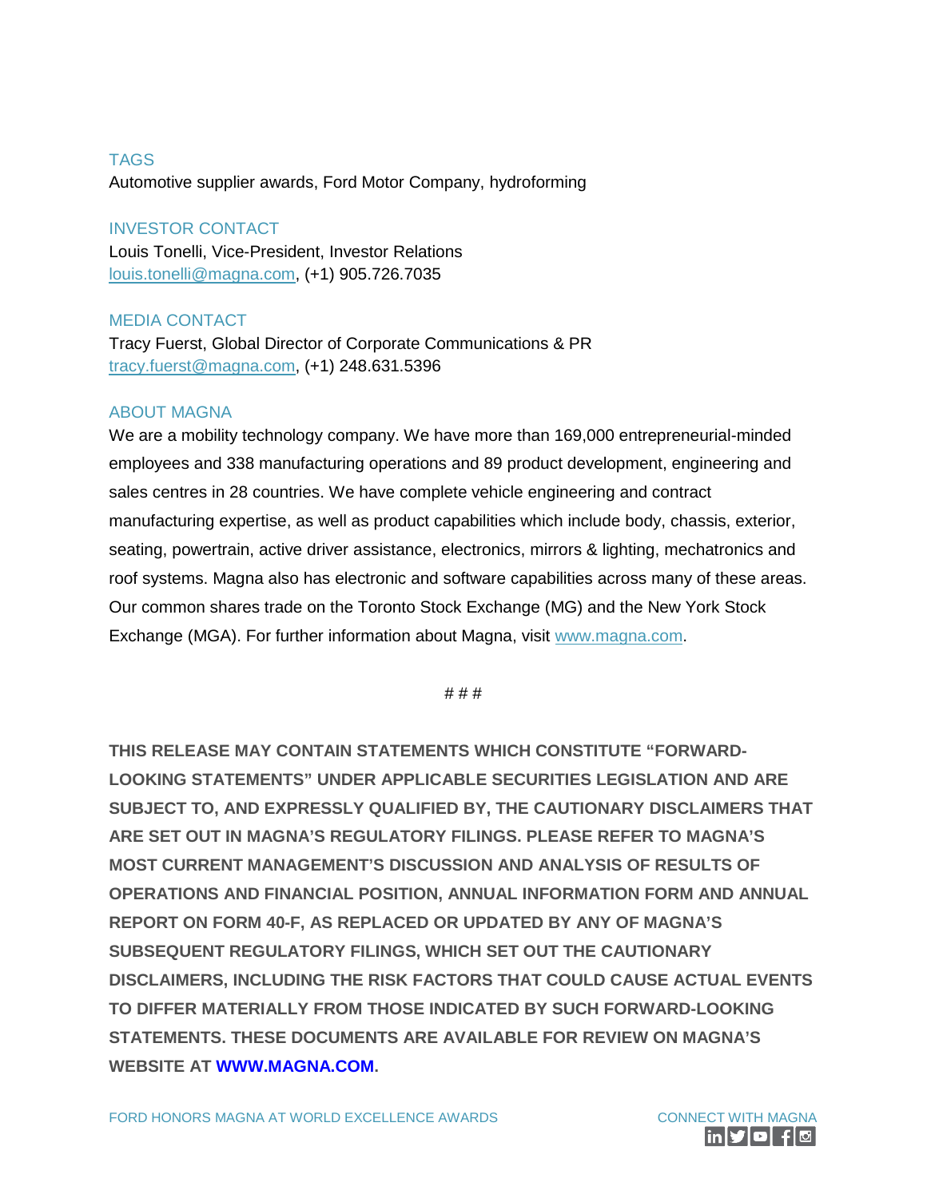## TAGS

Automotive supplier awards, Ford Motor Company, hydroforming

## INVESTOR CONTACT

Louis Tonelli, Vice-President, Investor Relations
louis.tonelli@magna.com, (+1) 905.726.7035

## MEDIA CONTACT

Tracy Fuerst, Global Director of Corporate Communications & PR
tracy.fuerst@magna.com, (+1) 248.631.5396

## ABOUT MAGNA

We are a mobility technology company. We have more than 169,000 entrepreneurial-minded employees and 338 manufacturing operations and 89 product development, engineering and sales centres in 28 countries. We have complete vehicle engineering and contract manufacturing expertise, as well as product capabilities which include body, chassis, exterior, seating, powertrain, active driver assistance, electronics, mirrors & lighting, mechatronics and roof systems. Magna also has electronic and software capabilities across many of these areas. Our common shares trade on the Toronto Stock Exchange (MG) and the New York Stock Exchange (MGA). For further information about Magna, visit www.magna.com.

# # #

**THIS RELEASE MAY CONTAIN STATEMENTS WHICH CONSTITUTE "FORWARD-LOOKING STATEMENTS" UNDER APPLICABLE SECURITIES LEGISLATION AND ARE SUBJECT TO, AND EXPRESSLY QUALIFIED BY, THE CAUTIONARY DISCLAIMERS THAT ARE SET OUT IN MAGNA'S REGULATORY FILINGS. PLEASE REFER TO MAGNA'S MOST CURRENT MANAGEMENT'S DISCUSSION AND ANALYSIS OF RESULTS OF OPERATIONS AND FINANCIAL POSITION, ANNUAL INFORMATION FORM AND ANNUAL REPORT ON FORM 40-F, AS REPLACED OR UPDATED BY ANY OF MAGNA'S SUBSEQUENT REGULATORY FILINGS, WHICH SET OUT THE CAUTIONARY DISCLAIMERS, INCLUDING THE RISK FACTORS THAT COULD CAUSE ACTUAL EVENTS TO DIFFER MATERIALLY FROM THOSE INDICATED BY SUCH FORWARD-LOOKING STATEMENTS. THESE DOCUMENTS ARE AVAILABLE FOR REVIEW ON MAGNA'S WEBSITE AT WWW.MAGNA.COM.**

CONNECT WITH MAGNA